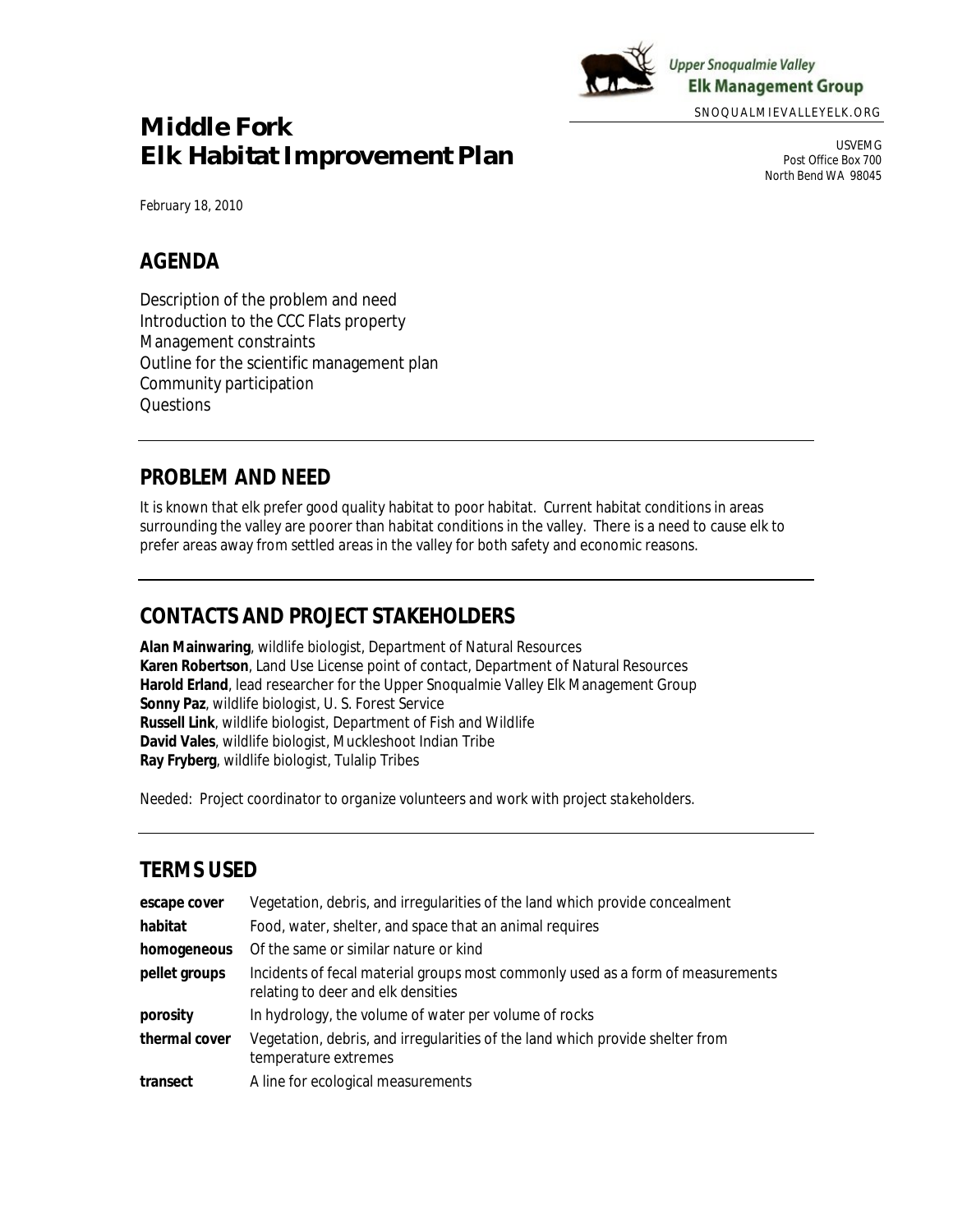Upper Snoqualmie Valley
**Elk Management Group**

SNOQUALMIEVALLEYELK.ORG

USVEMG
Post Office Box 700
North Bend WA 98045

# Middle Fork
# Elk Habitat Improvement Plan

*February 18, 2010*

## AGENDA

Description of the problem and need
Introduction to the CCC Flats property
Management constraints
Outline for the scientific management plan
Community participation
Questions

## PROBLEM AND NEED

It is known that elk prefer good quality habitat to poor habitat. Current habitat conditions in areas surrounding the valley are poorer than habitat conditions in the valley. There is a need to cause elk to prefer areas away from settled areas in the valley for both safety and economic reasons.

## CONTACTS AND PROJECT STAKEHOLDERS

**Alan Mainwaring**, wildlife biologist, Department of Natural Resources
**Karen Robertson**, Land Use License point of contact, Department of Natural Resources
**Harold Erland**, lead researcher for the Upper Snoqualmie Valley Elk Management Group
**Sonny Paz**, wildlife biologist, U. S. Forest Service
**Russell Link**, wildlife biologist, Department of Fish and Wildlife
**David Vales**, wildlife biologist, Muckleshoot Indian Tribe
**Ray Fryberg**, wildlife biologist, Tulalip Tribes

*Needed: Project coordinator to organize volunteers and work with project stakeholders.*

## TERMS USED

| | |
|---|---|
| **escape cover** | Vegetation, debris, and irregularities of the land which provide concealment |
| **habitat** | Food, water, shelter, and space that an animal requires |
| **homogeneous** | Of the same or similar nature or kind |
| **pellet groups** | Incidents of fecal material groups most commonly used as a form of measurements relating to deer and elk densities |
| **porosity** | In hydrology, the volume of water per volume of rocks |
| **thermal cover** | Vegetation, debris, and irregularities of the land which provide shelter from temperature extremes |
| **transect** | A line for ecological measurements |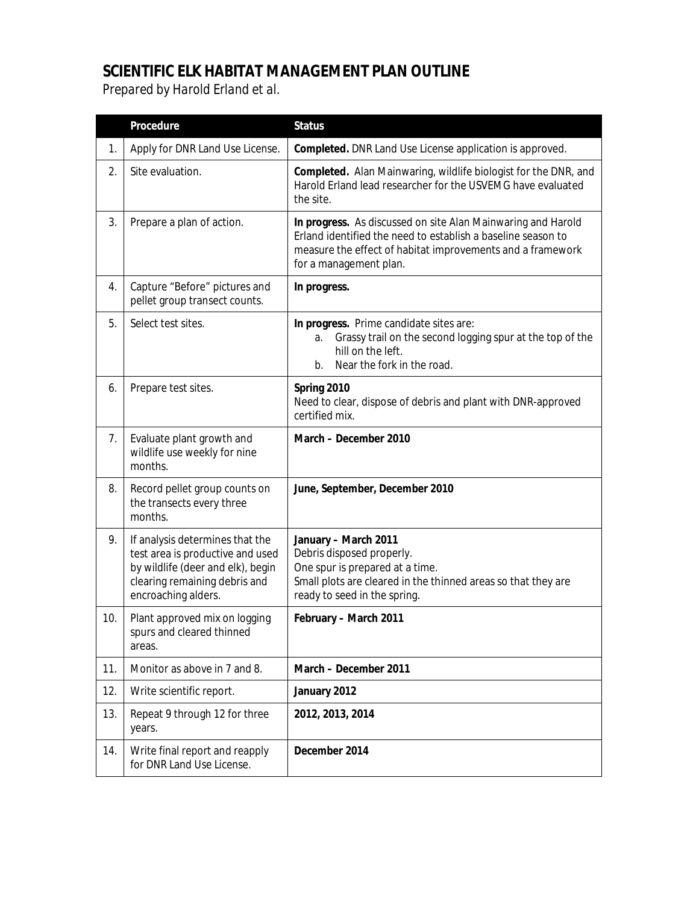## SCIENTIFIC ELK HABITAT MANAGEMENT PLAN OUTLINE

*Prepared by Harold Erland et al.*

| | Procedure | Status |
|---|---|---|
| 1. | Apply for DNR Land Use License. | **Completed.** DNR Land Use License application is approved. |
| 2. | Site evaluation. | **Completed.** Alan Mainwaring, wildlife biologist for the DNR, and Harold Erland lead researcher for the USVEMG have evaluated the site. |
| 3. | Prepare a plan of action. | **In progress.** As discussed on site Alan Mainwaring and Harold Erland identified the need to establish a baseline season to measure the effect of habitat improvements and a framework for a management plan. |
| 4. | Capture "Before" pictures and pellet group transect counts. | **In progress.** |
| 5. | Select test sites. | **In progress.** Prime candidate sites are:<br>a. Grassy trail on the second logging spur at the top of the hill on the left.<br>b. Near the fork in the road. |
| 6. | Prepare test sites. | **Spring 2010**<br>Need to clear, dispose of debris and plant with DNR-approved certified mix. |
| 7. | Evaluate plant growth and wildlife use weekly for nine months. | **March – December 2010** |
| 8. | Record pellet group counts on the transects every three months. | **June, September, December 2010** |
| 9. | If analysis determines that the test area is productive and used by wildlife (deer and elk), begin clearing remaining debris and encroaching alders. | **January – March 2011**<br>Debris disposed properly.<br>One spur is prepared at a time.<br>Small plots are cleared in the thinned areas so that they are ready to seed in the spring. |
| 10. | Plant approved mix on logging spurs and cleared thinned areas. | **February – March 2011** |
| 11. | Monitor as above in 7 and 8. | **March – December 2011** |
| 12. | Write scientific report. | **January 2012** |
| 13. | Repeat 9 through 12 for three years. | **2012, 2013, 2014** |
| 14. | Write final report and reapply for DNR Land Use License. | **December 2014** |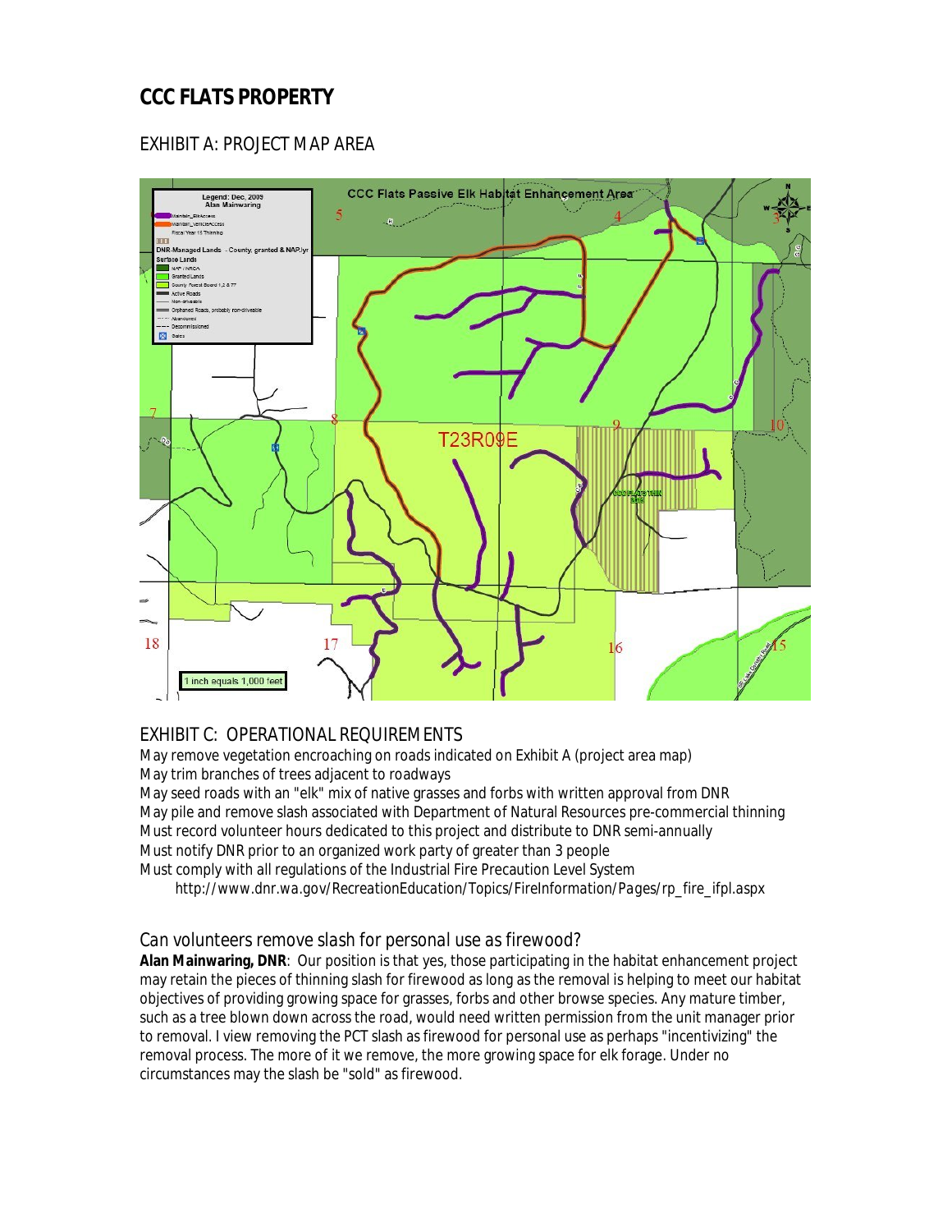# CCC FLATS PROPERTY

## EXHIBIT A: PROJECT MAP AREA

## EXHIBIT C: OPERATIONAL REQUIREMENTS

May remove vegetation encroaching on roads indicated on Exhibit A (project area map)
May trim branches of trees adjacent to roadways
May seed roads with an "elk" mix of native grasses and forbs with written approval from DNR
May pile and remove slash associated with Department of Natural Resources pre-commercial thinning
Must record volunteer hours dedicated to this project and distribute to DNR semi-annually
Must notify DNR prior to an organized work party of greater than 3 people
Must comply with all regulations of the Industrial Fire Precaution Level System
http://www.dnr.wa.gov/RecreationEducation/Topics/FireInformation/Pages/rp_fire_ifpl.aspx

### Can volunteers remove slash for personal use as firewood?

**Alan Mainwaring, DNR**: Our position is that yes, those participating in the habitat enhancement project may retain the pieces of thinning slash for firewood as long as the removal is helping to meet our habitat objectives of providing growing space for grasses, forbs and other browse species. Any mature timber, such as a tree blown down across the road, would need written permission from the unit manager prior to removal. I view removing the PCT slash as firewood for personal use as perhaps "incentivizing" the removal process. The more of it we remove, the more growing space for elk forage. Under no circumstances may the slash be "sold" as firewood.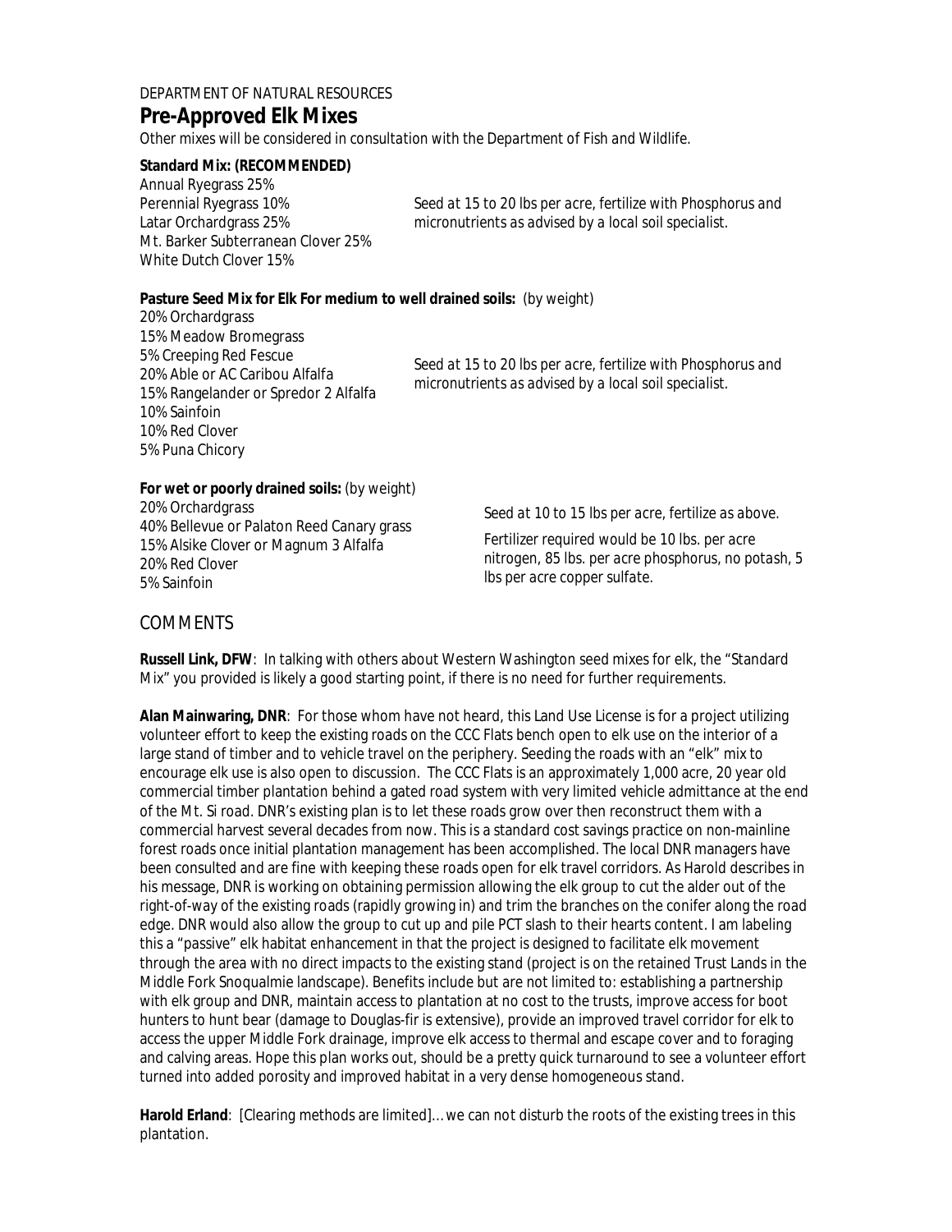DEPARTMENT OF NATURAL RESOURCES

# Pre-Approved Elk Mixes

*Other mixes will be considered in consultation with the Department of Fish and Wildlife.*

**Standard Mix: (RECOMMENDED)**

Annual Ryegrass 25%
Perennial Ryegrass 10%
Latar Orchardgrass 25%
Mt. Barker Subterranean Clover 25%
White Dutch Clover 15%

*Seed at 15 to 20 lbs per acre, fertilize with Phosphorus and micronutrients as advised by a local soil specialist.*

**Pasture Seed Mix for Elk For medium to well drained soils:** (by weight)

20% Orchardgrass
15% Meadow Bromegrass
5% Creeping Red Fescue
20% Able or AC Caribou Alfalfa
15% Rangelander or Spredor 2 Alfalfa
10% Sainfoin
10% Red Clover
5% Puna Chicory

*Seed at 15 to 20 lbs per acre, fertilize with Phosphorus and micronutrients as advised by a local soil specialist.*

**For wet or poorly drained soils:** (by weight)

20% Orchardgrass
40% Bellevue or Palaton Reed Canary grass
15% Alsike Clover or Magnum 3 Alfalfa
20% Red Clover
5% Sainfoin

*Seed at 10 to 15 lbs per acre, fertilize as above.*

*Fertilizer required would be 10 lbs. per acre nitrogen, 85 lbs. per acre phosphorus, no potash, 5 lbs per acre copper sulfate.*

## COMMENTS

**Russell Link, DFW**: In talking with others about Western Washington seed mixes for elk, the "Standard Mix" you provided is likely a good starting point, if there is no need for further requirements.

**Alan Mainwaring, DNR**: For those whom have not heard, this Land Use License is for a project utilizing volunteer effort to keep the existing roads on the CCC Flats bench open to elk use on the interior of a large stand of timber and to vehicle travel on the periphery. Seeding the roads with an "elk" mix to encourage elk use is also open to discussion. The CCC Flats is an approximately 1,000 acre, 20 year old commercial timber plantation behind a gated road system with very limited vehicle admittance at the end of the Mt. Si road. DNR's existing plan is to let these roads grow over then reconstruct them with a commercial harvest several decades from now. This is a standard cost savings practice on non-mainline forest roads once initial plantation management has been accomplished. The local DNR managers have been consulted and are fine with keeping these roads open for elk travel corridors. As Harold describes in his message, DNR is working on obtaining permission allowing the elk group to cut the alder out of the right-of-way of the existing roads (rapidly growing in) and trim the branches on the conifer along the road edge. DNR would also allow the group to cut up and pile PCT slash to their hearts content. I am labeling this a "passive" elk habitat enhancement in that the project is designed to facilitate elk movement through the area with no direct impacts to the existing stand (project is on the retained Trust Lands in the Middle Fork Snoqualmie landscape). Benefits include but are not limited to: establishing a partnership with elk group and DNR, maintain access to plantation at no cost to the trusts, improve access for boot hunters to hunt bear (damage to Douglas-fir is extensive), provide an improved travel corridor for elk to access the upper Middle Fork drainage, improve elk access to thermal and escape cover and to foraging and calving areas. Hope this plan works out, should be a pretty quick turnaround to see a volunteer effort turned into added porosity and improved habitat in a very dense homogeneous stand.

**Harold Erland**: [Clearing methods are limited]… we can not disturb the roots of the existing trees in this plantation.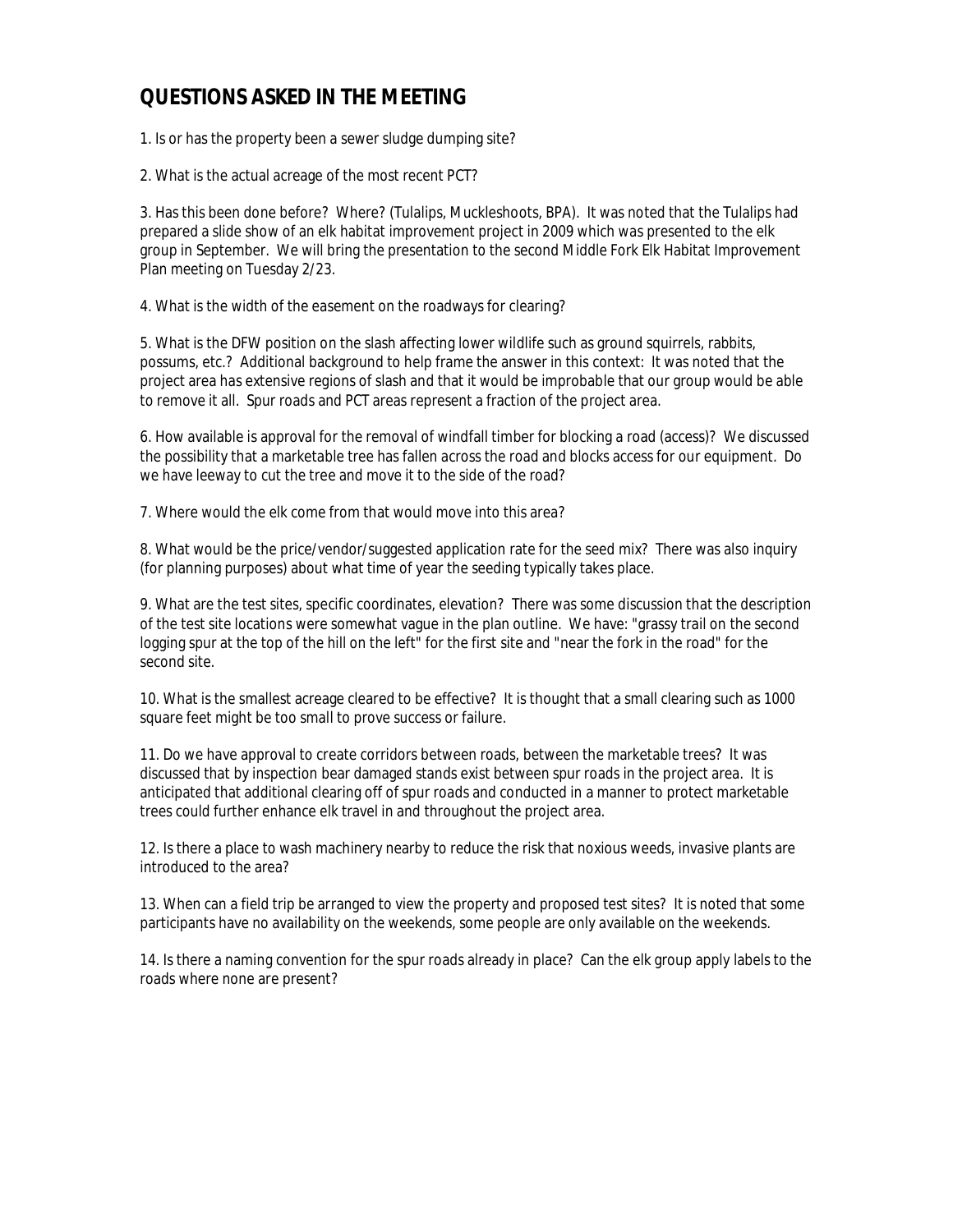## QUESTIONS ASKED IN THE MEETING

1. Is or has the property been a sewer sludge dumping site?

2. What is the actual acreage of the most recent PCT?

3. Has this been done before? Where? (Tulalips, Muckleshoots, BPA). It was noted that the Tulalips had prepared a slide show of an elk habitat improvement project in 2009 which was presented to the elk group in September. We will bring the presentation to the second Middle Fork Elk Habitat Improvement Plan meeting on Tuesday 2/23.

4. What is the width of the easement on the roadways for clearing?

5. What is the DFW position on the slash affecting lower wildlife such as ground squirrels, rabbits, possums, etc.? Additional background to help frame the answer in this context: It was noted that the project area has extensive regions of slash and that it would be improbable that our group would be able to remove it all. Spur roads and PCT areas represent a fraction of the project area.

6. How available is approval for the removal of windfall timber for blocking a road (access)? We discussed the possibility that a marketable tree has fallen across the road and blocks access for our equipment. Do we have leeway to cut the tree and move it to the side of the road?

7. Where would the elk come from that would move into this area?

8. What would be the price/vendor/suggested application rate for the seed mix? There was also inquiry (for planning purposes) about what time of year the seeding typically takes place.

9. What are the test sites, specific coordinates, elevation? There was some discussion that the description of the test site locations were somewhat vague in the plan outline. We have: "grassy trail on the second logging spur at the top of the hill on the left" for the first site and "near the fork in the road" for the second site.

10. What is the smallest acreage cleared to be effective? It is thought that a small clearing such as 1000 square feet might be too small to prove success or failure.

11. Do we have approval to create corridors between roads, between the marketable trees? It was discussed that by inspection bear damaged stands exist between spur roads in the project area. It is anticipated that additional clearing off of spur roads and conducted in a manner to protect marketable trees could further enhance elk travel in and throughout the project area.

12. Is there a place to wash machinery nearby to reduce the risk that noxious weeds, invasive plants are introduced to the area?

13. When can a field trip be arranged to view the property and proposed test sites? It is noted that some participants have no availability on the weekends, some people are only available on the weekends.

14. Is there a naming convention for the spur roads already in place? Can the elk group apply labels to the roads where none are present?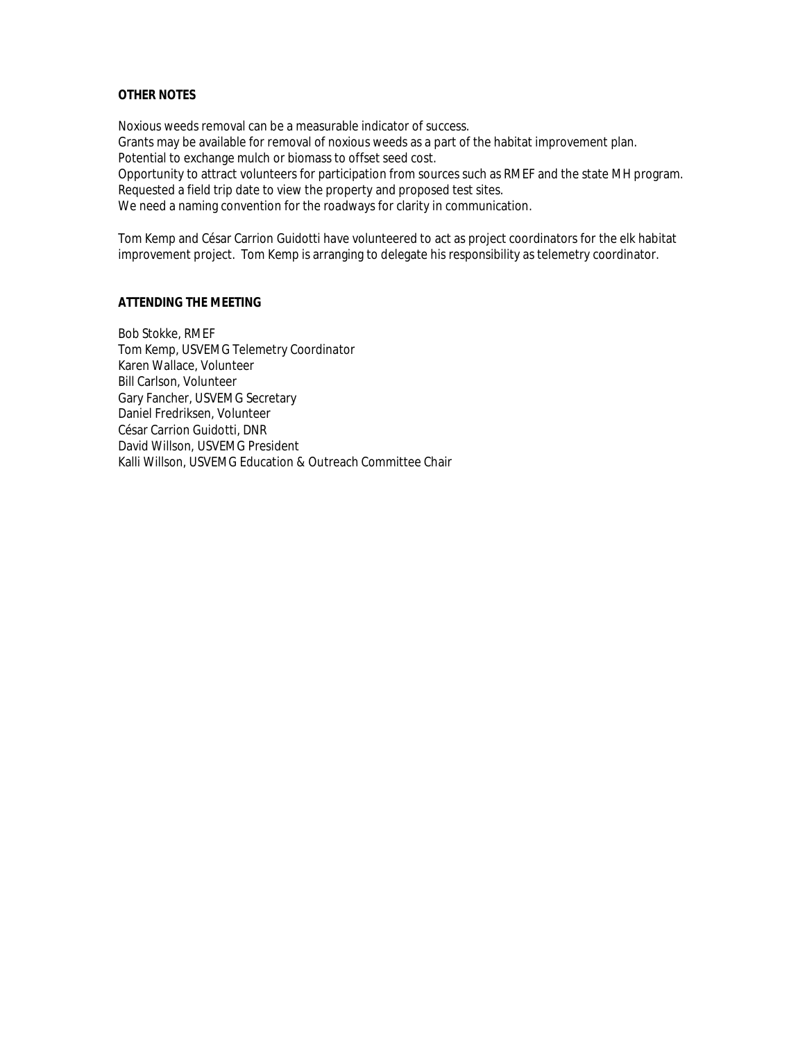**OTHER NOTES**

Noxious weeds removal can be a measurable indicator of success.
Grants may be available for removal of noxious weeds as a part of the habitat improvement plan.
Potential to exchange mulch or biomass to offset seed cost.
Opportunity to attract volunteers for participation from sources such as RMEF and the state MH program.
Requested a field trip date to view the property and proposed test sites.
We need a naming convention for the roadways for clarity in communication.

Tom Kemp and César Carrion Guidotti have volunteered to act as project coordinators for the elk habitat improvement project. Tom Kemp is arranging to delegate his responsibility as telemetry coordinator.

**ATTENDING THE MEETING**

Bob Stokke, RMEF
Tom Kemp, USVEMG Telemetry Coordinator
Karen Wallace, Volunteer
Bill Carlson, Volunteer
Gary Fancher, USVEMG Secretary
Daniel Fredriksen, Volunteer
César Carrion Guidotti, DNR
David Willson, USVEMG President
Kalli Willson, USVEMG Education & Outreach Committee Chair